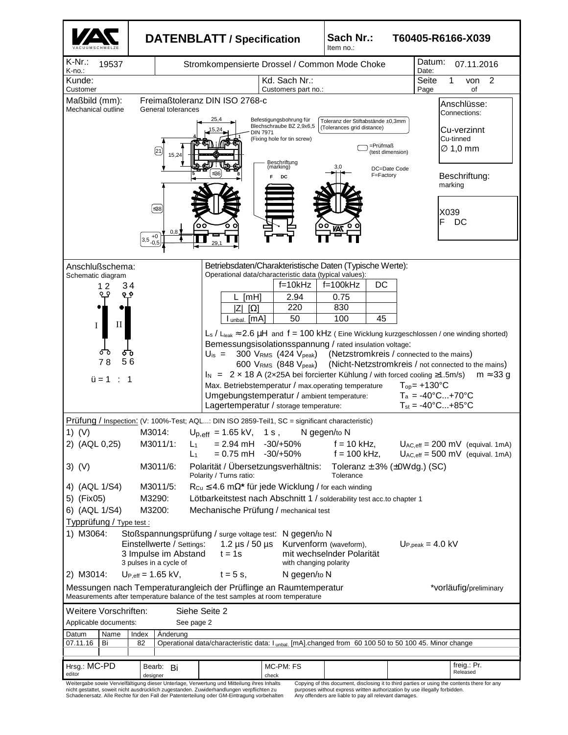# DATENBLATT / Specification

**Sach Nr.:** / Item no.: **T60405-R6166-X039**

K-Nr.: / K-no.: 19537

Stromkompensierte Drossel / Common Mode Choke

Datum: / Date: 07.11.2016

Kunde: / Customer

Kd. Sach Nr.: / Customers part no.:

## Maßbild (mm): / Mechanical outline

Freimaßtoleranz DIN ISO 2768-c / General tolerances

25,4; 15,24; 21; 15,24; ≤36; ≤38; 0,8; $3,5^{+0}_{-0,5}$; 29,1; 3,0

Befestigungsbohrung für Blechschraube BZ 2,9x6,5 DIN 7971 (Fixing hole for tin screw)

Toleranz der Stiftabstände ±0,3mm (Tolerances grid distance)

▭ =Prüfmaß (test dimension)

Beschriftung (marking): F DC

DC=Date Code
F=Factory

**Anschlüsse:** / Connections:

Cu-verzinnt / Cu-tinned
∅ 1,0 mm

**Beschriftung:** / marking

X039
F DC

## Anschlußschema: / Schematic diagram

1 2 — 3 4; I, II; 7 8 — 5 6

ü = 1 : 1

## Betriebsdaten/Charakteristische Daten (Typische Werte): / Operational data/characteristic data (typical values):

| | f=10kHz | f=100kHz | DC |
|---|---|---|---|
| L [mH] | 2.94 | 0.75 | |
| \|Z\| [Ω] | 220 | 830 | |
| $I_{unbal.}$ [mA] | 50 | 100 | 45 |

$L_s$ / $L_{leak}$ ≈ 2.6 µH and f = 100 kHz ( Eine Wicklung kurzgeschlossen / one winding shorted)

Bemessungsisolationsspannung / rated insulation voltage:

$U_{is}$ = 300 $V_{RMS}$ (424 $V_{peak}$) (Netzstromkreis / connected to the mains)
600 $V_{RMS}$ (848 $V_{peak}$) (Nicht-Netzstromkreis / not connected to the mains)

$I_N$ = 2 × 18 A (2×25A bei forcierter Kühlung / with forced cooling ≥1.5m/s) m ≈ 33 g

Max. Betriebstemperatur / max.operating temperature $T_{op}$ = +130°C

Umgebungstemperatur / ambient temperature: $T_a$ = -40°C...+70°C

Lagertemperatur / storage temperature: $T_{st}$ = -40°C...+85°C

## Prüfung / Inspection: (V: 100%-Test; AQL...: DIN ISO 2859-Teil1, SC = significant characteristic)

1) (V) M3014: $U_{p,eff}$ = 1.65 kV, 1 s , N gegen/to N

2) (AQL 0,25) M3011/1: $L_1$ = 2.94 mH -30/+50% f = 10 kHz, $U_{AC,eff}$ = 200 mV (equival. 1mA)
$L_1$ = 0.75 mH -30/+50% f = 100 kHz, $U_{AC,eff}$ = 500 mV (equival. 1mA)

3) (V) M3011/6: Polarität / Übersetzungsverhältnis: / Polarity / Turns ratio: Toleranz ± 3% (±0Wdg.) (SC) / Tolerance

4) (AQL 1/S4) M3011/5: $R_{Cu}$ ≤ 4.6 mΩ* für jede Wicklung / for each winding

5) (Fix05) M3290: Lötbarkeitstest nach Abschnitt 1 / solderability test acc.to chapter 1

6) (AQL 1/S4) M3200: Mechanische Prüfung / mechanical test

### Typprüfung / Type test :

1) M3064: Stoßspannungsprüfung / surge voltage test: N gegen/to N
Einstellwerte / Settings: 1.2 µs / 50 µs Kurvenform (waveform), $U_{P,peak}$ = 4.0 kV
3 Impulse im Abstand / 3 pulses in a cycle of t = 1s mit wechselnder Polarität / with changing polarity

2) M3014: $U_{P,eff}$ = 1.65 kV, t = 5 s, N gegen/to N

Messungen nach Temperaturangleich der Prüflinge an Raumtemperatur / Measurements after temperature balance of the test samples at room temperature

*vorläufig/preliminary

Weitere Vorschriften: / Applicable documents: Siehe Seite 2 / See page 2

| Datum | Name | Index | Änderung |
|---|---|---|---|
| 07.11.16 | Bi | 82 | Operational data/characteristic data: $I_{unbal.}$ [mA].changed from 60 100 50 to 50 100 45. Minor change |

Hrsg.: MC-PD (editor) | Bearb.: Bi (designer) | MC-PM: FS (check) | freig.: Pr. (Released)

Weitergabe sowie Vervielfältigung dieser Unterlage, Verwertung und Mitteilung ihres Inhalts nicht gestattet, soweit nicht ausdrücklich zugestanden. Zuwiderhandlungen verpflichten zu Schadenersatz. Alle Rechte für den Fall der Patenterteilung oder GM-Eintragung vorbehalten

Copying of this document, disclosing it to third parties or using the contents there for any purposes without express written authorization by use illegally forbidden. Any offenders are liable to pay all relevant damages.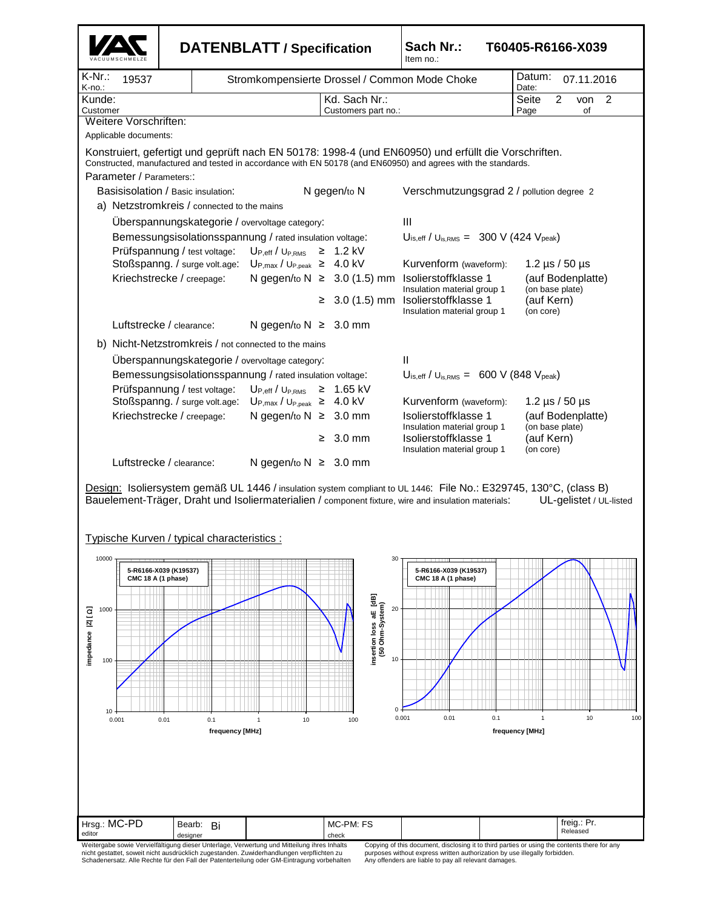# DATENBLATT / Specification

**Sach Nr.:** / Item no.: **T60405-R6166-X039**

| | | | |
|---|---|---|---|
| K-Nr.: / K-no.: 19537 | Stromkompensierte Drossel / Common Mode Choke | | Datum: / Date: 07.11.2016 |
| Kunde: / Customer | | Kd. Sach Nr.: / Customers part no.: | Seite 2 von 2 / Page of |

Weitere Vorschriften:

Applicable documents:

Konstruiert, gefertigt und geprüft nach EN 50178: 1998-4 (und EN60950) und erfüllt die Vorschriften.
Constructed, manufactured and tested in accordance with EN 50178 (and EN60950) and agrees with the standards.

Parameter / Parameters::

Basisisolation / Basic insulation: N gegen/to N — Verschmutzungsgrad 2 / pollution degree 2

a) Netzstromkreis / connected to the mains

| | | | |
|---|---|---|---|
| Überspannungskategorie / overvoltage category: | | III | |
| Bemessungsisolationsspannung / rated insulation voltage: | | $U_{is,eff}$ / $U_{is,RMS}$ = 300 V (424 $V_{peak}$) | |
| Prüfspannung / test voltage: | $U_{P,eff}$ / $U_{P,RMS}$ ≥ 1.2 kV | | |
| Stoßspanng. / surge volt.age: | $U_{P,max}$ / $U_{P,peak}$ ≥ 4.0 kV | Kurvenform (waveform): | 1.2 µs / 50 µs |
| Kriechstrecke / creepage: | N gegen/to N ≥ 3.0 (1.5) mm | Isolierstoffklasse 1 / Insulation material group 1 | (auf Bodenplatte) / (on base plate) |
| | ≥ 3.0 (1.5) mm | Isolierstoffklasse 1 / Insulation material group 1 | (auf Kern) / (on core) |
| Luftstrecke / clearance: | N gegen/to N ≥ 3.0 mm | | |

b) Nicht-Netzstromkreis / not connected to the mains

| | | | |
|---|---|---|---|
| Überspannungskategorie / overvoltage category: | | II | |
| Bemessungsisolationsspannung / rated insulation voltage: | | $U_{is,eff}$ / $U_{is,RMS}$ = 600 V (848 $V_{peak}$) | |
| Prüfspannung / test voltage: | $U_{P,eff}$ / $U_{P,RMS}$ ≥ 1.65 kV | | |
| Stoßspanng. / surge volt.age: | $U_{P,max}$ / $U_{P,peak}$ ≥ 4.0 kV | Kurvenform (waveform): | 1.2 µs / 50 µs |
| Kriechstrecke / creepage: | N gegen/to N ≥ 3.0 mm | Isolierstoffklasse 1 / Insulation material group 1 | (auf Bodenplatte) / (on base plate) |
| | ≥ 3.0 mm | Isolierstoffklasse 1 / Insulation material group 1 | (auf Kern) / (on core) |
| Luftstrecke / clearance: | N gegen/to N ≥ 3.0 mm | | |

Design: Isoliersystem gemäß UL 1446 / insulation system compliant to UL 1446: File No.: E329745, 130°C, (class B)
Bauelement-Träger, Draht und Isoliermaterialien / component fixture, wire and insulation materials: UL-gelistet / UL-listed

Typische Kurven / typical characteristics :

5-R6166-X039 (K19537)
CMC 18 A (1 phase)
impedance |Z| [Ω]
10000
1000
100
10
0.001 0.01 0.1 1 10 100
frequency [MHz]

5-R6166-X039 (K19537)
CMC 18 A (1 phase)
insertion loss aE [dB] (50 Ohm-System)
30
20
10
0
0.001 0.01 0.1 1 10 100
frequency [MHz]

| | | | | | | |
|---|---|---|---|---|---|---|
| Hrsg.: MC-PD / editor | Bearb: Bi / designer | | MC-PM: FS / check | | | freig.: Pr. / Released |

Weitergabe sowie Vervielfältigung dieser Unterlage, Verwertung und Mitteilung ihres Inhalts nicht gestattet, soweit nicht ausdrücklich zugestanden. Zuwiderhandlungen verpflichten zu Schadenersatz. Alle Rechte für den Fall der Patenterteilung oder GM-Eintragung vorbehalten

Copying of this document, disclosing it to third parties or using the contents there for any purposes without express written authorization by use illegally forbidden. Any offenders are liable to pay all relevant damages.